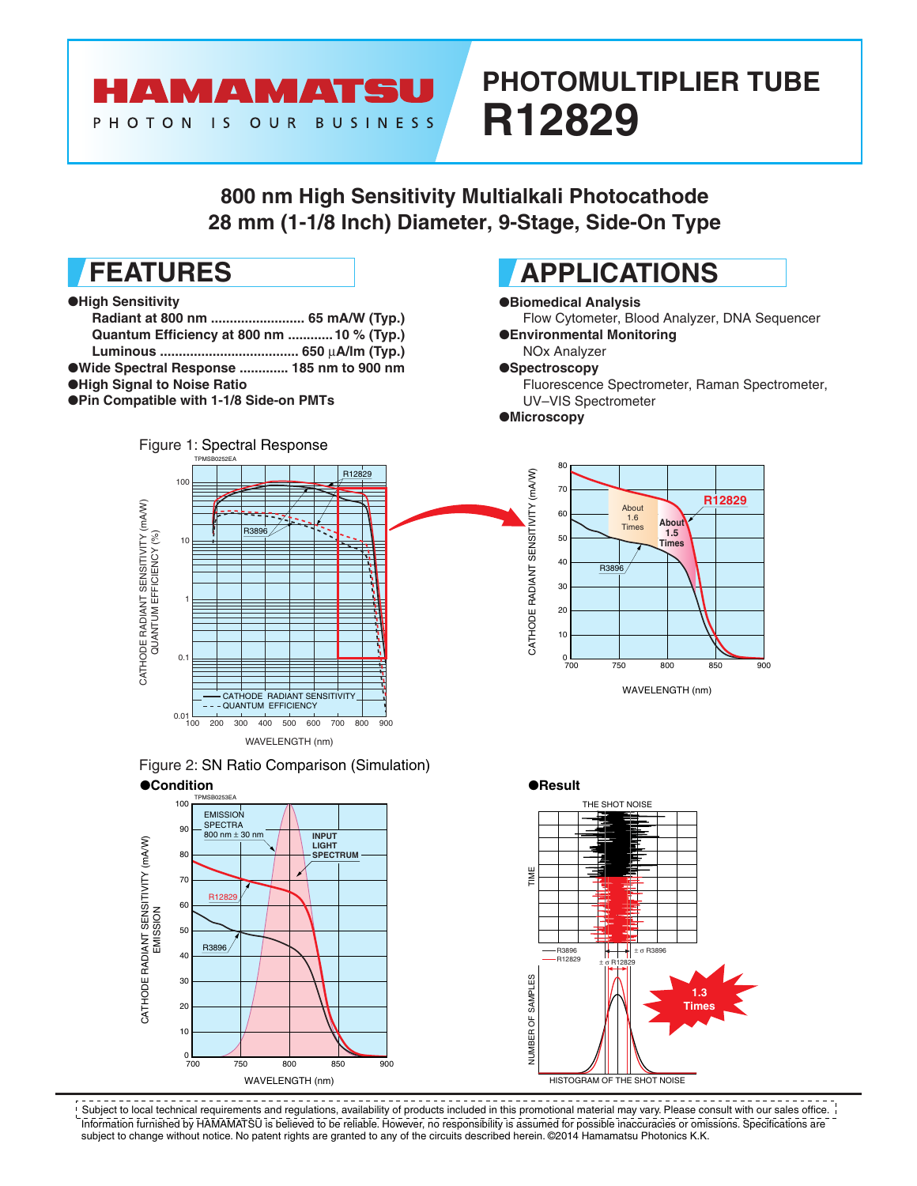# PHOTOMULTIPLIER TUBE R12829

## 800 nm High Sensitivity Multialkali Photocathode
## 28 mm (1-1/8 Inch) Diameter, 9-Stage, Side-On Type

## FEATURES

- **High Sensitivity**
  - **Radiant at 800 nm ......................... 65 mA/W (Typ.)**
  - **Quantum Efficiency at 800 nm ............ 10 % (Typ.)**
  - **Luminous ..................................... 650 µA/lm (Typ.)**
- **Wide Spectral Response ............. 185 nm to 900 nm**
- **High Signal to Noise Ratio**
- **Pin Compatible with 1-1/8 Side-on PMTs**

## APPLICATIONS

- **Biomedical Analysis**
  Flow Cytometer, Blood Analyzer, DNA Sequencer
- **Environmental Monitoring**
  NOx Analyzer
- **Spectroscopy**
  Fluorescence Spectrometer, Raman Spectrometer, UV–VIS Spectrometer
- **Microscopy**

Figure 1: Spectral Response

Figure 2: SN Ratio Comparison (Simulation)

**Condition**

**Result**

---

Subject to local technical requirements and regulations, availability of products included in this promotional material may vary. Please consult with our sales office.
Information furnished by HAMAMATSU is believed to be reliable. However, no responsibility is assumed for possible inaccuracies or omissions. Specifications are subject to change without notice. No patent rights are granted to any of the circuits described herein. ©2014 Hamamatsu Photonics K.K.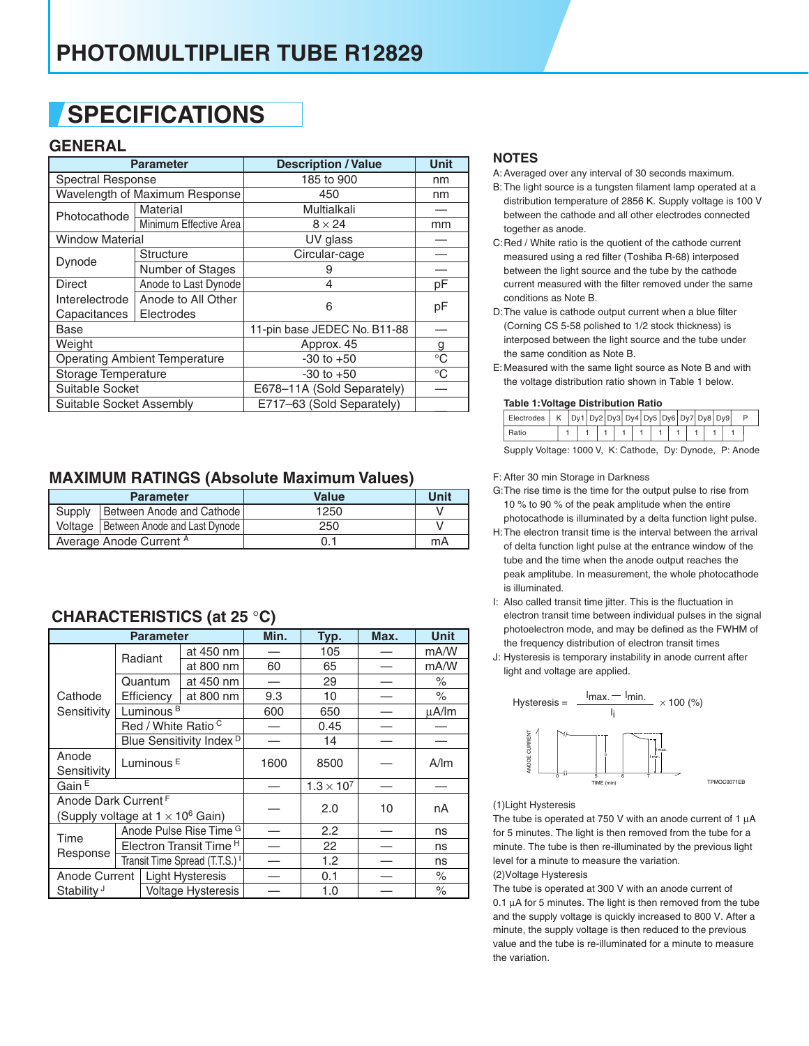# PHOTOMULTIPLIER TUBE R12829

## SPECIFICATIONS

### GENERAL

| Parameter | | Description / Value | Unit |
|---|---|---|---|
| Spectral Response | | 185 to 900 | nm |
| Wavelength of Maximum Response | | 450 | nm |
| Photocathode | Material | Multialkali | — |
| | Minimum Effective Area | 8 × 24 | mm |
| Window Material | | UV glass | — |
| Dynode | Structure | Circular-cage | — |
| | Number of Stages | 9 | — |
| Direct Interelectrode Capacitances | Anode to Last Dynode | 4 | pF |
| | Anode to All Other Electrodes | 6 | pF |
| Base | | 11-pin base JEDEC No. B11-88 | — |
| Weight | | Approx. 45 | g |
| Operating Ambient Temperature | | -30 to +50 | °C |
| Storage Temperature | | -30 to +50 | °C |
| Suitable Socket | | E678–11A (Sold Separately) | — |
| Suitable Socket Assembly | | E717–63 (Sold Separately) | — |

### MAXIMUM RATINGS (Absolute Maximum Values)

| Parameter | | Value | Unit |
|---|---|---|---|
| Supply Voltage | Between Anode and Cathode | 1250 | V |
| | Between Anode and Last Dynode | 250 | V |
| Average Anode Current [A] | | 0.1 | mA |

### CHARACTERISTICS (at 25 °C)

| Parameter | | | Min. | Typ. | Max. | Unit |
|---|---|---|---|---|---|---|
| Cathode Sensitivity | Radiant | at 450 nm | — | 105 | — | mA/W |
| | | at 800 nm | 60 | 65 | — | mA/W |
| | Quantum Efficiency | at 450 nm | — | 29 | — | % |
| | | at 800 nm | 9.3 | 10 | — | % |
| | Luminous [B] | | 600 | 650 | — | µA/lm |
| | Red / White Ratio [C] | | — | 0.45 | — | — |
| | Blue Sensitivity Index [D] | | — | 14 | — | — |
| Anode Sensitivity | Luminous [E] | | 1600 | 8500 | — | A/lm |
| Gain [E] | | | — | $1.3 \times 10^7$ | — | — |
| Anode Dark Current [F] (Supply voltage at $1 \times 10^6$ Gain) | | | — | 2.0 | 10 | nA |
| Time Response | Anode Pulse Rise Time [G] | | — | 2.2 | — | ns |
| | Electron Transit Time [H] | | — | 22 | — | ns |
| | Transit Time Spread (T.T.S.) [I] | | — | 1.2 | — | ns |
| Anode Current Stability [J] | Light Hysteresis | | — | 0.1 | — | % |
| | Voltage Hysteresis | | — | 1.0 | — | % |

### NOTES

A: Averaged over any interval of 30 seconds maximum.

B: The light source is a tungsten filament lamp operated at a distribution temperature of 2856 K. Supply voltage is 100 V between the cathode and all other electrodes connected together as anode.

C: Red / White ratio is the quotient of the cathode current measured using a red filter (Toshiba R-68) interposed between the light source and the tube by the cathode current measured with the filter removed under the same conditions as Note B.

D: The value is cathode output current when a blue filter (Corning CS 5-58 polished to 1/2 stock thickness) is interposed between the light source and the tube under the same condition as Note B.

E: Measured with the same light source as Note B and with the voltage distribution ratio shown in Table 1 below.

**Table 1:Voltage Distribution Ratio**

| Electrodes | K | | Dy1 | | Dy2 | | Dy3 | | Dy4 | | Dy5 | | Dy6 | | Dy7 | | Dy8 | | Dy9 | | P |
|---|---|---|---|---|---|---|---|---|---|---|---|---|---|---|---|---|---|---|---|---|---|
| Ratio | | 1 | | 1 | | 1 | | 1 | | 1 | | 1 | | 1 | | 1 | | 1 | | 1 | |

Supply Voltage: 1000 V, K: Cathode, Dy: Dynode, P: Anode

F: After 30 min Storage in Darkness

G: The rise time is the time for the output pulse to rise from 10 % to 90 % of the peak amplitude when the entire photocathode is illuminated by a delta function light pulse.

H: The electron transit time is the interval between the arrival of delta function light pulse at the entrance window of the tube and the time when the anode output reaches the peak amplitube. In measurement, the whole photocathode is illuminated.

I: Also called transit time jitter. This is the fluctuation in electron transit time between individual pulses in the signal photoelectron mode, and may be defined as the FWHM of the frequency distribution of electron transit times

J: Hysteresis is temporary instability in anode current after light and voltage are applied.

$$\text{Hysteresis} = \frac{l_{max.} - l_{min.}}{l_i} \times 100\ (\%)$$

TPMOC0071EB

(1)Light Hysteresis
The tube is operated at 750 V with an anode current of 1 µA for 5 minutes. The light is then removed from the tube for a minute. The tube is then re-illuminated by the previous light level for a minute to measure the variation.

(2)Voltage Hysteresis
The tube is operated at 300 V with an anode current of 0.1 µA for 5 minutes. The light is then removed from the tube and the supply voltage is quickly increased to 800 V. After a minute, the supply voltage is then reduced to the previous value and the tube is re-illuminated for a minute to measure the variation.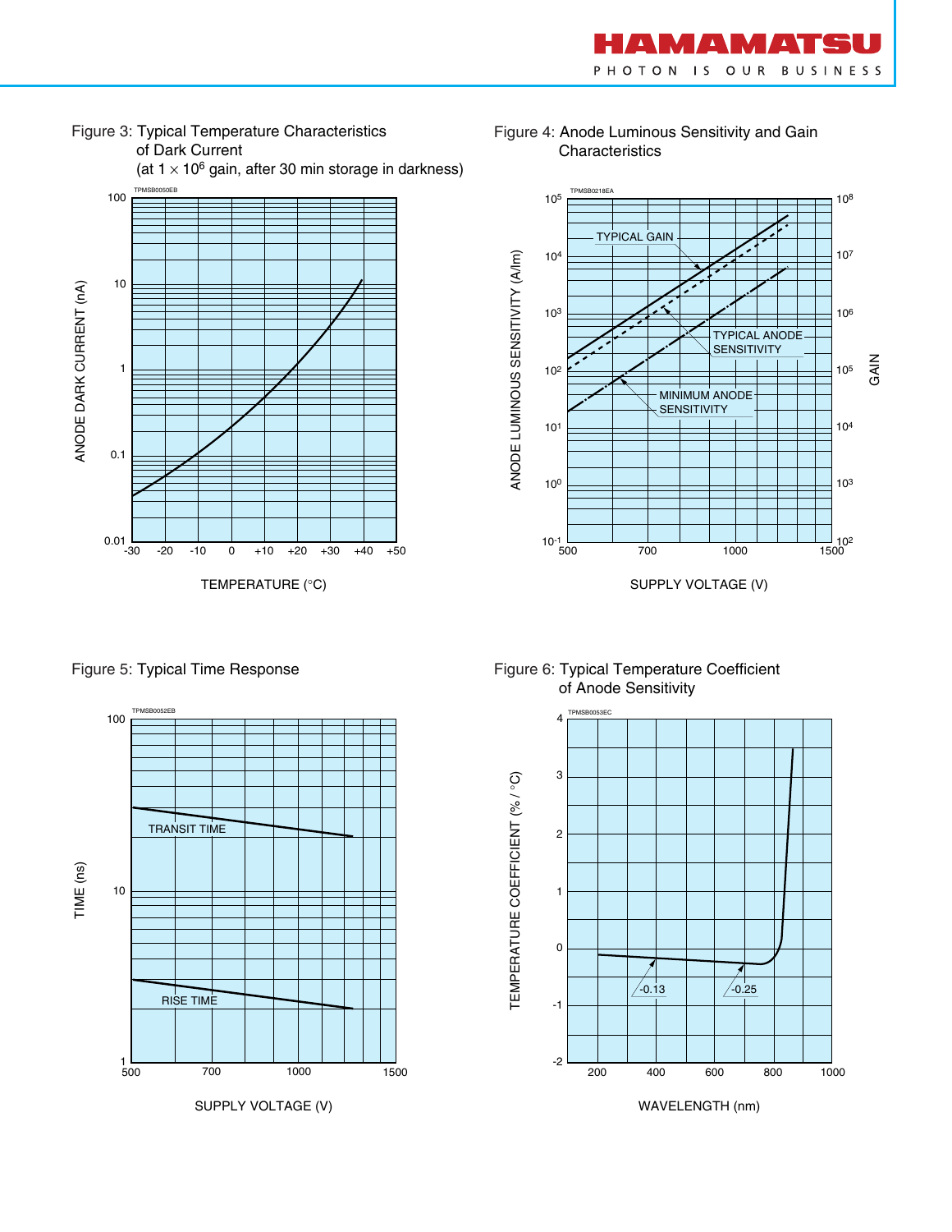Figure 3: Typical Temperature Characteristics of Dark Current (at $1 \times 10^6$ gain, after 30 min storage in darkness)

Figure 4: Anode Luminous Sensitivity and Gain Characteristics

Figure 5: Typical Time Response

Figure 6: Typical Temperature Coefficient of Anode Sensitivity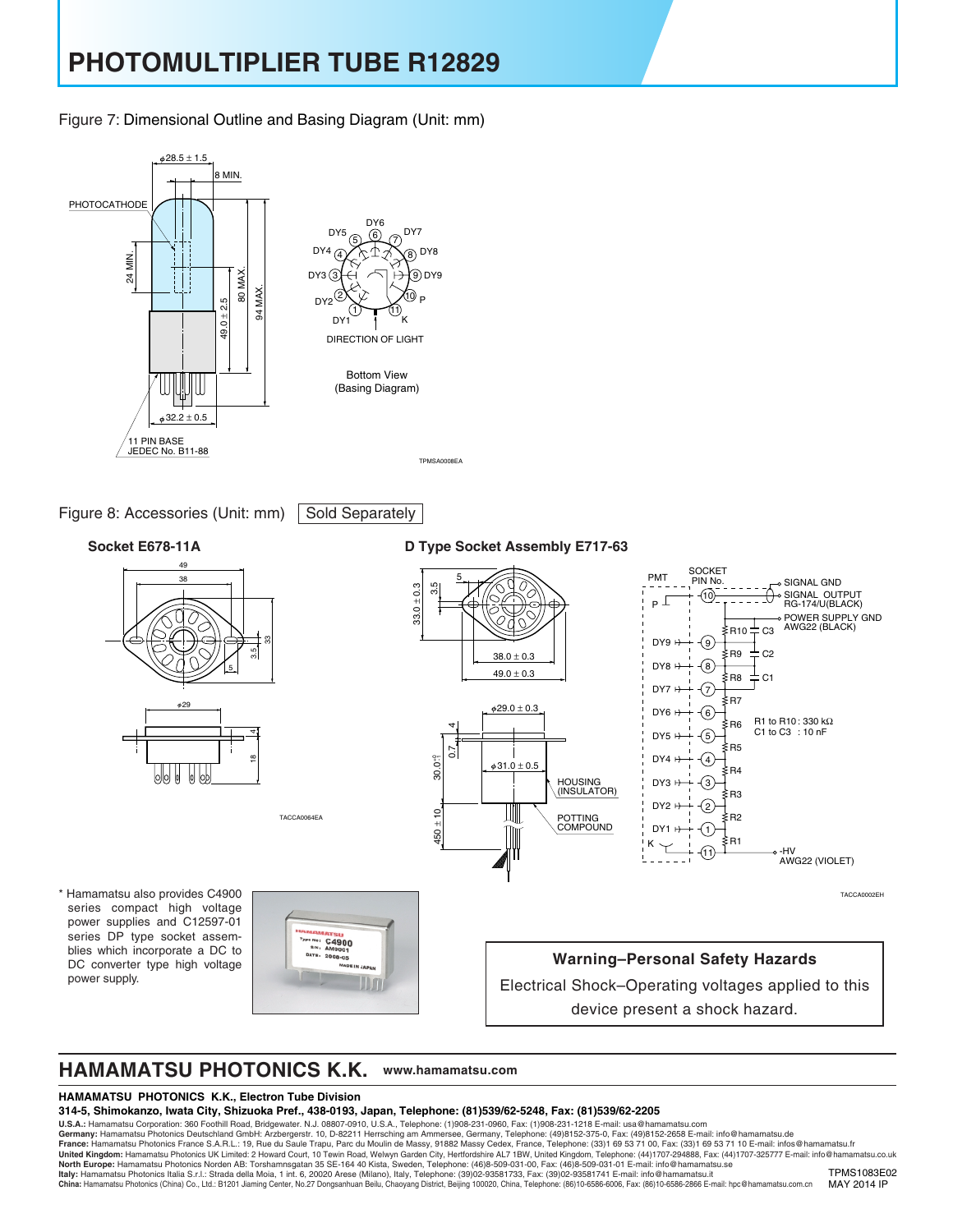# PHOTOMULTIPLIER TUBE R12829

Figure 7: Dimensional Outline and Basing Diagram (Unit: mm)

φ28.5 ± 1.5
8 MIN.
PHOTOCATHODE
24 MIN.
49.0 ± 2.5
80 MAX.
94 MAX.
φ32.2 ± 0.5
11 PIN BASE
JEDEC No. B11-88

DY6
DY5
DY7
DY4
DY8
DY3
DY9
DY2
P
DY1
K
DIRECTION OF LIGHT

Bottom View
(Basing Diagram)

TPMSA0008EA

Figure 8: Accessories (Unit: mm) Sold Separately

**Socket E678-11A**

49
38
33
3.5
5
φ29
4
18

TACCA0064EA

**D Type Socket Assembly E717-63**

5
3.5
33.0 ± 0.3
38.0 ± 0.3
49.0 ± 0.3
φ29.0 ± 0.3
4
0.7
30.0 $^{+0}_{-1}$
φ31.0 ± 0.5
HOUSING (INSULATOR)
450 ± 10
POTTING COMPOUND

PMT
SOCKET PIN No.
SIGNAL GND
SIGNAL OUTPUT RG-174/U(BLACK)
POWER SUPPLY GND AWG22 (BLACK)
P
DY9
DY8
DY7
DY6
DY5
DY4
DY3
DY2
DY1
K
R1 to R10 : 330 kΩ
C1 to C3 : 10 nF
-HV AWG22 (VIOLET)

TACCA0002EH

\* Hamamatsu also provides C4900 series compact high voltage power supplies and C12597-01 series DP type socket assemblies which incorporate a DC to DC converter type high voltage power supply.

**Warning–Personal Safety Hazards**

Electrical Shock–Operating voltages applied to this device present a shock hazard.

## HAMAMATSU PHOTONICS K.K. www.hamamatsu.com

**HAMAMATSU PHOTONICS K.K., Electron Tube Division**

**314-5, Shimokanzo, Iwata City, Shizuoka Pref., 438-0193, Japan, Telephone: (81)539/62-5248, Fax: (81)539/62-2205**

**U.S.A.:** Hamamatsu Corporation: 360 Foothill Road, Bridgewater. N.J. 08807-0910, U.S.A., Telephone: (1)908-231-0960, Fax: (1)908-231-1218 E-mail: usa@hamamatsu.com
**Germany:** Hamamatsu Photonics Deutschland GmbH: Arzbergerstr. 10, D-82211 Herrsching am Ammersee, Germany, Telephone: (49)8152-375-0, Fax: (49)8152-2658 E-mail: info@hamamatsu.de
**France:** Hamamatsu Photonics France S.A.R.L.: 19, Rue du Saule Trapu, Parc du Moulin de Massy, 91882 Massy Cedex, France, Telephone: (33)1 69 53 71 00, Fax: (33)1 69 53 71 10 E-mail: infos@hamamatsu.fr
**United Kingdom:** Hamamatsu Photonics UK Limited: 2 Howard Court, 10 Tewin Road, Welwyn Garden City, Hertfordshire AL7 1BW, United Kingdom, Telephone: (44)1707-294888, Fax: (44)1707-325777 E-mail: info@hamamatsu.co.uk
**North Europe:** Hamamatsu Photonics Norden AB: Torshamnsgatan 35 SE-164 40 Kista, Sweden, Telephone: (46)8-509-031-00, Fax: (46)8-509-031-01 E-mail: info@hamamatsu.se
**Italy:** Hamamatsu Photonics Italia S.r.l.: Strada della Moia, 1 int. 6, 20020 Arese (Milano), Italy, Telephone: (39)02-93581733, Fax: (39)02-93581741 E-mail: info@hamamatsu.it
**China:** Hamamatsu Photonics (China) Co., Ltd.: B1201 Jiaming Center, No.27 Dongsanhuan Beilu, Chaoyang District, Beijing 100020, China, Telephone: (86)10-6586-6006, Fax: (86)10-6586-2866 E-mail: hpc@hamamatsu.com.cn

TPMS1083E02
MAY 2014 IP